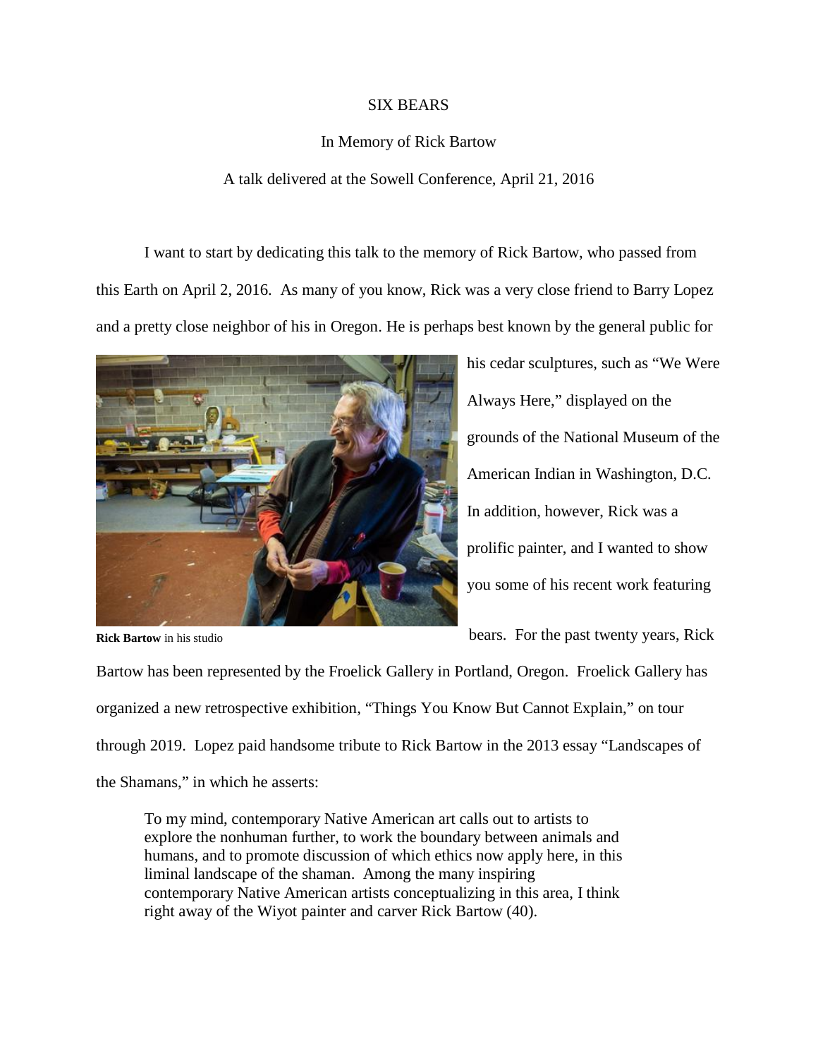# SIX BEARS

## In Memory of Rick Bartow

### A talk delivered at the Sowell Conference, April 21, 2016

I want to start by dedicating this talk to the memory of Rick Bartow, who passed from this Earth on April 2, 2016. As many of you know, Rick was a very close friend to Barry Lopez and a pretty close neighbor of his in Oregon. He is perhaps best known by the general public for his cedar sculptures, such as "We Were Always Here," displayed on the grounds of the National Museum of the American Indian in Washington, D.C. In addition, however, Rick was a prolific painter, and I wanted to show you some of his recent work featuring bears. For the past twenty years, Rick Bartow has been represented by the Froelick Gallery in Portland, Oregon. Froelick Gallery has organized a new retrospective exhibition, "Things You Know But Cannot Explain," on tour through 2019. Lopez paid handsome tribute to Rick Bartow in the 2013 essay "Landscapes of the Shamans," in which he asserts:

**Rick Bartow** in his studio

> To my mind, contemporary Native American art calls out to artists to explore the nonhuman further, to work the boundary between animals and humans, and to promote discussion of which ethics now apply here, in this liminal landscape of the shaman. Among the many inspiring contemporary Native American artists conceptualizing in this area, I think right away of the Wiyot painter and carver Rick Bartow (40).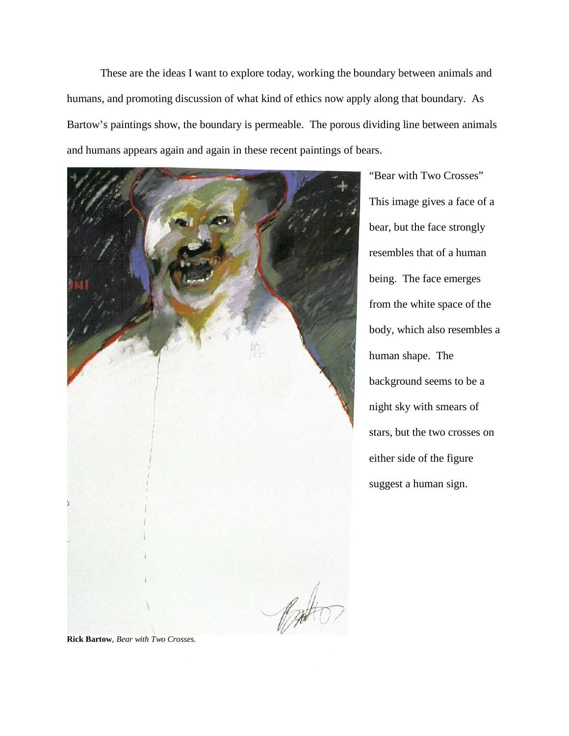These are the ideas I want to explore today, working the boundary between animals and humans, and promoting discussion of what kind of ethics now apply along that boundary. As Bartow's paintings show, the boundary is permeable. The porous dividing line between animals and humans appears again and again in these recent paintings of bears.

"Bear with Two Crosses" This image gives a face of a bear, but the face strongly resembles that of a human being. The face emerges from the white space of the body, which also resembles a human shape. The background seems to be a night sky with smears of stars, but the two crosses on either side of the figure suggest a human sign.

**Rick Bartow**, *Bear with Two Crosses.*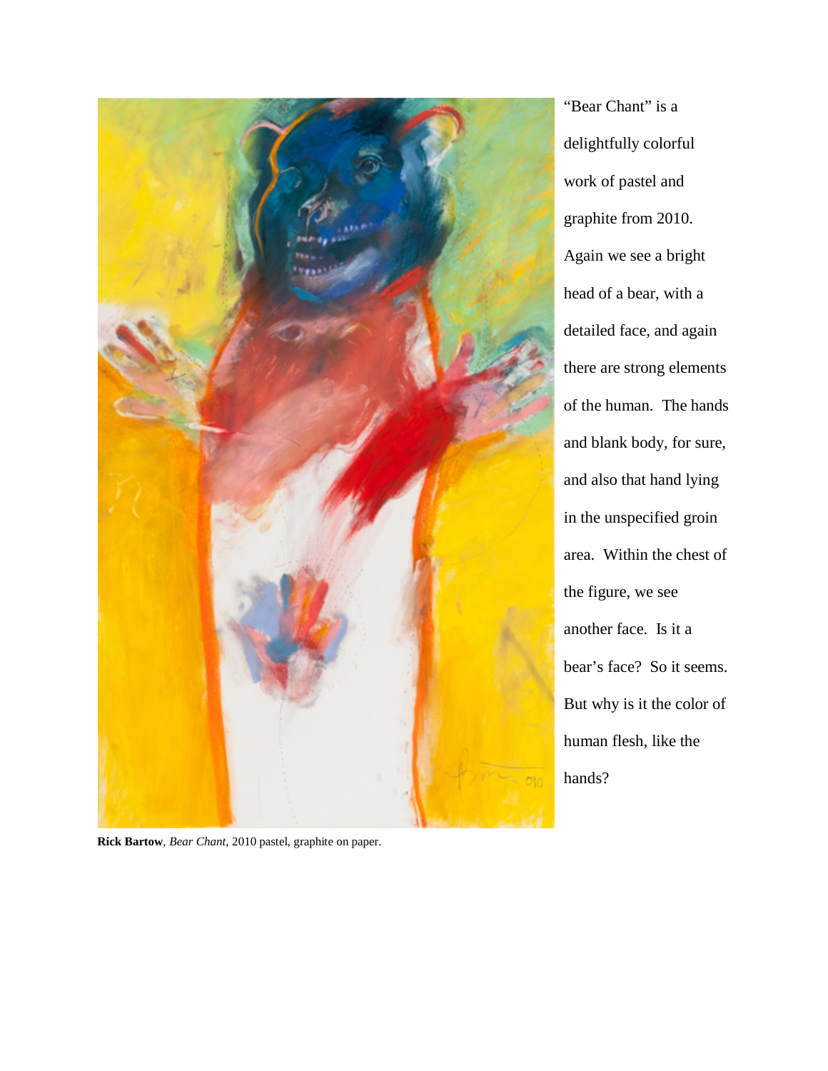"Bear Chant" is a delightfully colorful work of pastel and graphite from 2010. Again we see a bright head of a bear, with a detailed face, and again there are strong elements of the human. The hands and blank body, for sure, and also that hand lying in the unspecified groin area. Within the chest of the figure, we see another face. Is it a bear's face? So it seems. But why is it the color of human flesh, like the hands?

**Rick Bartow**, *Bear Chant*, 2010 pastel, graphite on paper.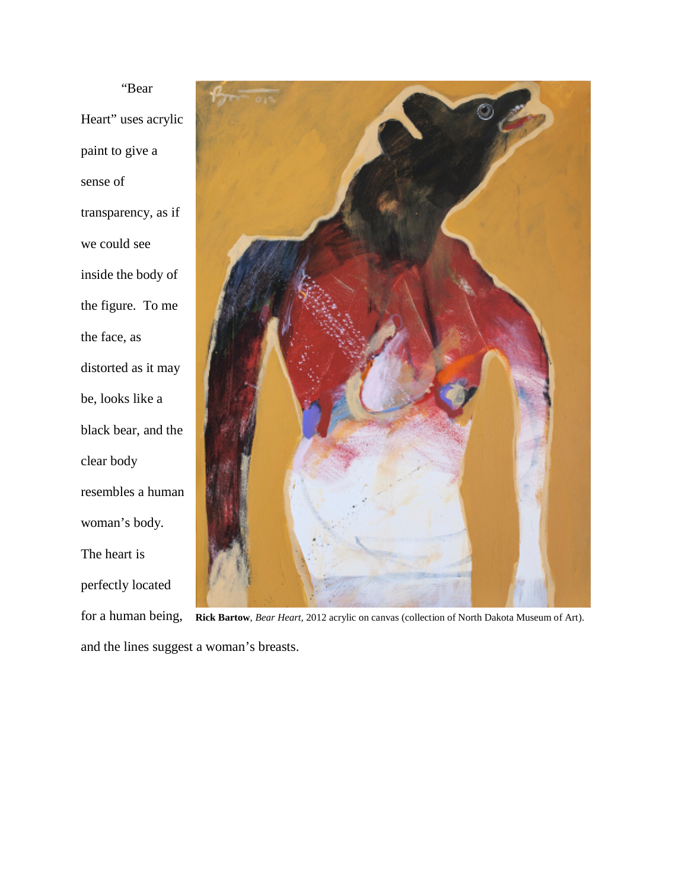"Bear Heart" uses acrylic paint to give a sense of transparency, as if we could see inside the body of the figure. To me the face, as distorted as it may be, looks like a black bear, and the clear body resembles a human woman's body. The heart is perfectly located for a human being, and the lines suggest a woman's breasts.

**Rick Bartow**, *Bear Heart*, 2012 acrylic on canvas (collection of North Dakota Museum of Art).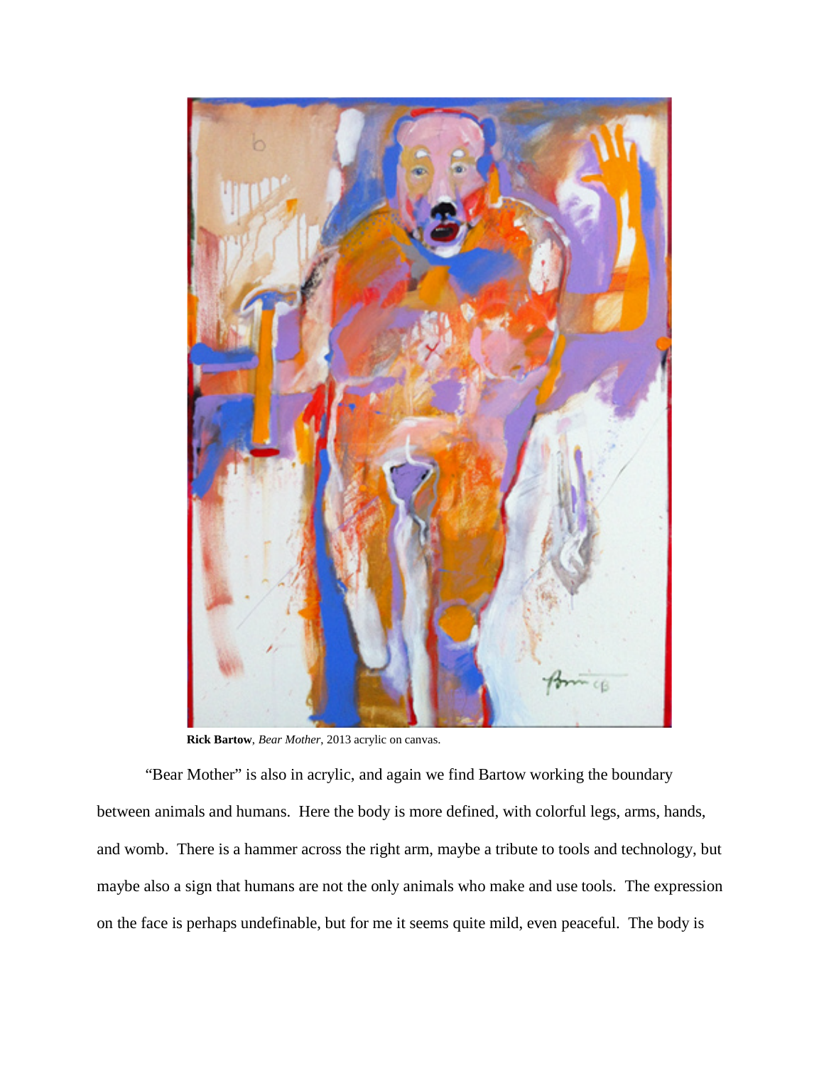**Rick Bartow**, *Bear Mother*, 2013 acrylic on canvas.

"Bear Mother" is also in acrylic, and again we find Bartow working the boundary between animals and humans. Here the body is more defined, with colorful legs, arms, hands, and womb. There is a hammer across the right arm, maybe a tribute to tools and technology, but maybe also a sign that humans are not the only animals who make and use tools. The expression on the face is perhaps undefinable, but for me it seems quite mild, even peaceful. The body is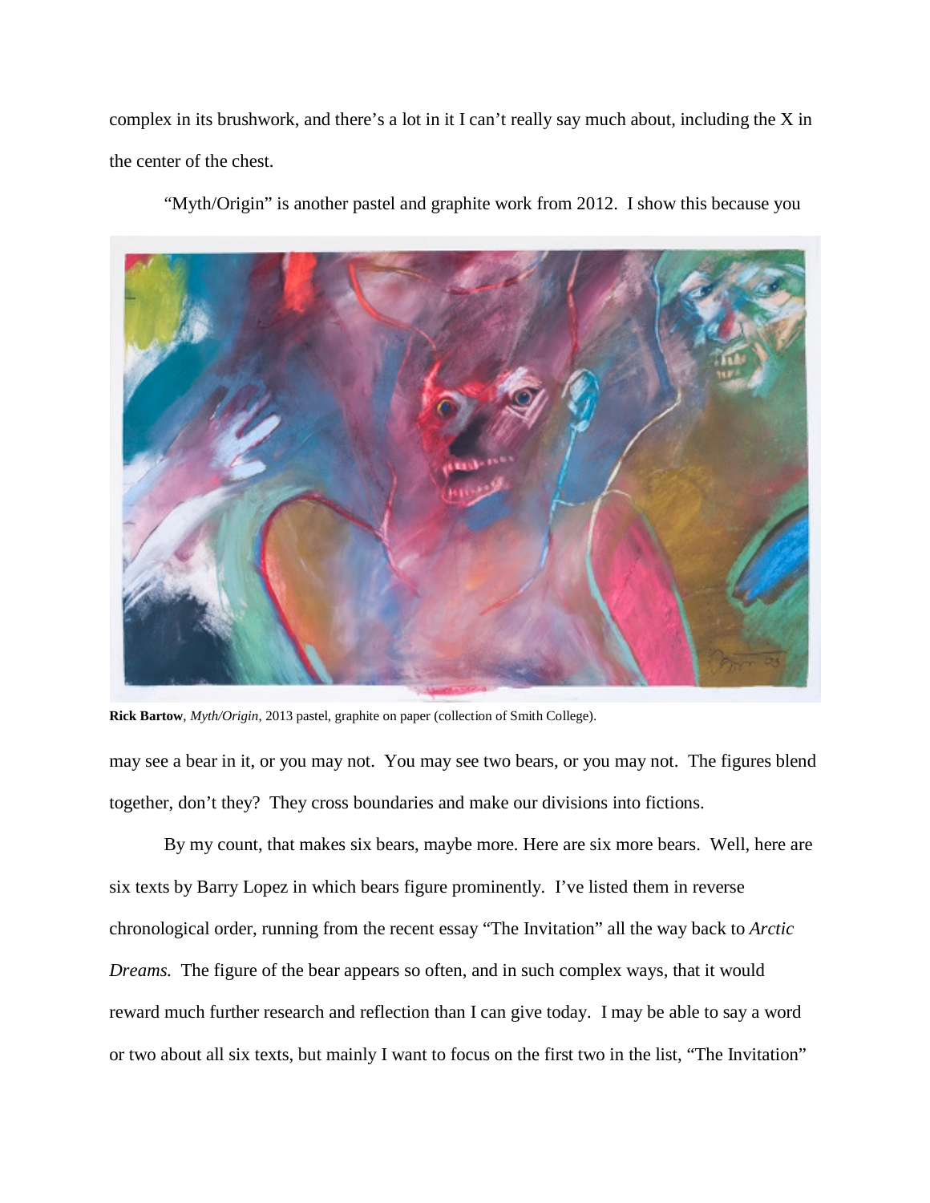complex in its brushwork, and there's a lot in it I can't really say much about, including the X in the center of the chest.

"Myth/Origin" is another pastel and graphite work from 2012. I show this because you

**Rick Bartow**, *Myth/Origin*, 2013 pastel, graphite on paper (collection of Smith College).

may see a bear in it, or you may not. You may see two bears, or you may not. The figures blend together, don't they? They cross boundaries and make our divisions into fictions.

By my count, that makes six bears, maybe more. Here are six more bears. Well, here are six texts by Barry Lopez in which bears figure prominently. I've listed them in reverse chronological order, running from the recent essay "The Invitation" all the way back to *Arctic Dreams.* The figure of the bear appears so often, and in such complex ways, that it would reward much further research and reflection than I can give today. I may be able to say a word or two about all six texts, but mainly I want to focus on the first two in the list, "The Invitation"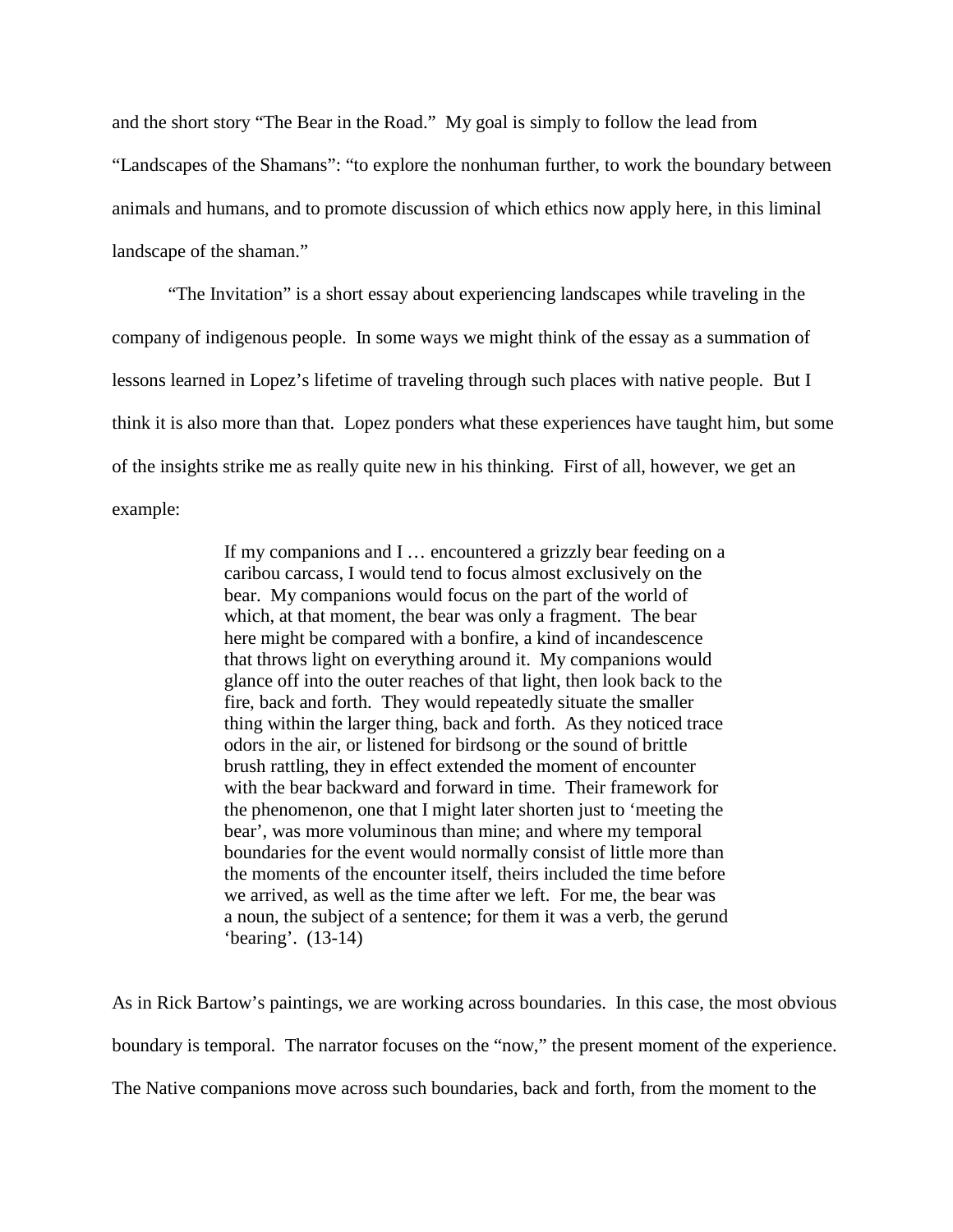and the short story "The Bear in the Road." My goal is simply to follow the lead from "Landscapes of the Shamans": "to explore the nonhuman further, to work the boundary between animals and humans, and to promote discussion of which ethics now apply here, in this liminal landscape of the shaman."

"The Invitation" is a short essay about experiencing landscapes while traveling in the company of indigenous people. In some ways we might think of the essay as a summation of lessons learned in Lopez's lifetime of traveling through such places with native people. But I think it is also more than that. Lopez ponders what these experiences have taught him, but some of the insights strike me as really quite new in his thinking. First of all, however, we get an example:

> If my companions and I … encountered a grizzly bear feeding on a caribou carcass, I would tend to focus almost exclusively on the bear. My companions would focus on the part of the world of which, at that moment, the bear was only a fragment. The bear here might be compared with a bonfire, a kind of incandescence that throws light on everything around it. My companions would glance off into the outer reaches of that light, then look back to the fire, back and forth. They would repeatedly situate the smaller thing within the larger thing, back and forth. As they noticed trace odors in the air, or listened for birdsong or the sound of brittle brush rattling, they in effect extended the moment of encounter with the bear backward and forward in time. Their framework for the phenomenon, one that I might later shorten just to 'meeting the bear', was more voluminous than mine; and where my temporal boundaries for the event would normally consist of little more than the moments of the encounter itself, theirs included the time before we arrived, as well as the time after we left. For me, the bear was a noun, the subject of a sentence; for them it was a verb, the gerund 'bearing'. (13-14)

As in Rick Bartow's paintings, we are working across boundaries. In this case, the most obvious boundary is temporal. The narrator focuses on the "now," the present moment of the experience. The Native companions move across such boundaries, back and forth, from the moment to the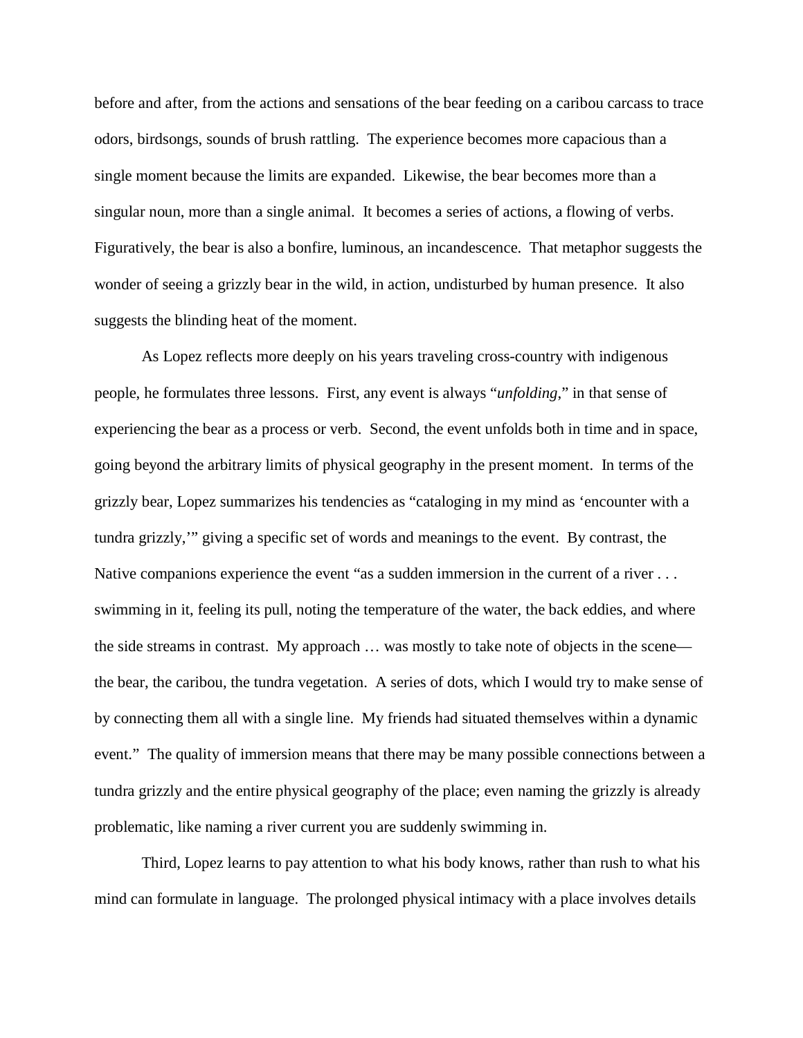before and after, from the actions and sensations of the bear feeding on a caribou carcass to trace odors, birdsongs, sounds of brush rattling. The experience becomes more capacious than a single moment because the limits are expanded. Likewise, the bear becomes more than a singular noun, more than a single animal. It becomes a series of actions, a flowing of verbs. Figuratively, the bear is also a bonfire, luminous, an incandescence. That metaphor suggests the wonder of seeing a grizzly bear in the wild, in action, undisturbed by human presence. It also suggests the blinding heat of the moment.

As Lopez reflects more deeply on his years traveling cross-country with indigenous people, he formulates three lessons. First, any event is always "*unfolding*," in that sense of experiencing the bear as a process or verb. Second, the event unfolds both in time and in space, going beyond the arbitrary limits of physical geography in the present moment. In terms of the grizzly bear, Lopez summarizes his tendencies as "cataloging in my mind as 'encounter with a tundra grizzly,'" giving a specific set of words and meanings to the event. By contrast, the Native companions experience the event "as a sudden immersion in the current of a river . . . swimming in it, feeling its pull, noting the temperature of the water, the back eddies, and where the side streams in contrast. My approach … was mostly to take note of objects in the scene—the bear, the caribou, the tundra vegetation. A series of dots, which I would try to make sense of by connecting them all with a single line. My friends had situated themselves within a dynamic event." The quality of immersion means that there may be many possible connections between a tundra grizzly and the entire physical geography of the place; even naming the grizzly is already problematic, like naming a river current you are suddenly swimming in.

Third, Lopez learns to pay attention to what his body knows, rather than rush to what his mind can formulate in language. The prolonged physical intimacy with a place involves details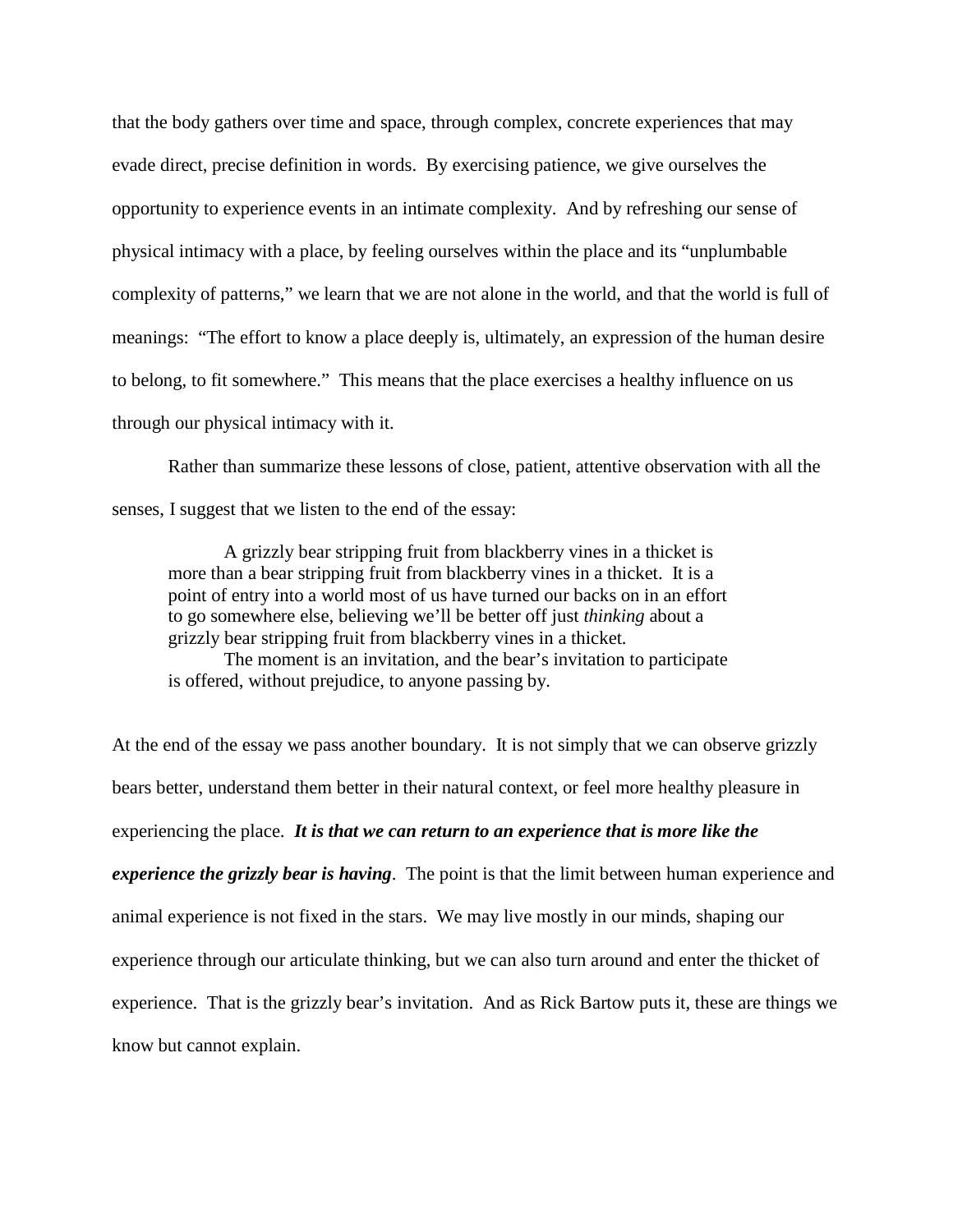that the body gathers over time and space, through complex, concrete experiences that may evade direct, precise definition in words. By exercising patience, we give ourselves the opportunity to experience events in an intimate complexity. And by refreshing our sense of physical intimacy with a place, by feeling ourselves within the place and its "unplumbable complexity of patterns," we learn that we are not alone in the world, and that the world is full of meanings: "The effort to know a place deeply is, ultimately, an expression of the human desire to belong, to fit somewhere." This means that the place exercises a healthy influence on us through our physical intimacy with it.

Rather than summarize these lessons of close, patient, attentive observation with all the senses, I suggest that we listen to the end of the essay:

> A grizzly bear stripping fruit from blackberry vines in a thicket is more than a bear stripping fruit from blackberry vines in a thicket. It is a point of entry into a world most of us have turned our backs on in an effort to go somewhere else, believing we'll be better off just *thinking* about a grizzly bear stripping fruit from blackberry vines in a thicket.
>
> The moment is an invitation, and the bear's invitation to participate is offered, without prejudice, to anyone passing by.

At the end of the essay we pass another boundary. It is not simply that we can observe grizzly bears better, understand them better in their natural context, or feel more healthy pleasure in experiencing the place. ***It is that we can return to an experience that is more like the experience the grizzly bear is having***. The point is that the limit between human experience and animal experience is not fixed in the stars. We may live mostly in our minds, shaping our experience through our articulate thinking, but we can also turn around and enter the thicket of experience. That is the grizzly bear's invitation. And as Rick Bartow puts it, these are things we know but cannot explain.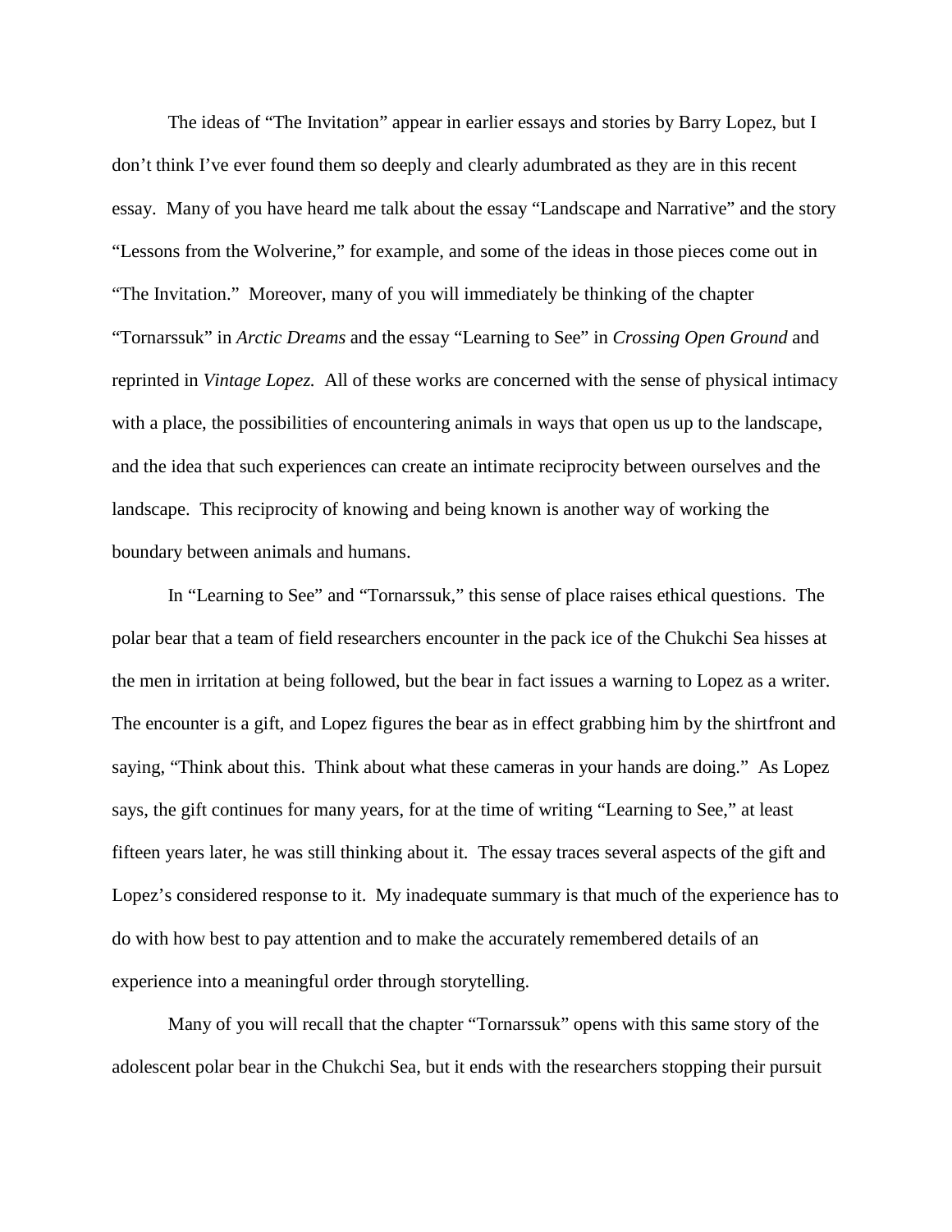The ideas of “The Invitation” appear in earlier essays and stories by Barry Lopez, but I don’t think I’ve ever found them so deeply and clearly adumbrated as they are in this recent essay. Many of you have heard me talk about the essay “Landscape and Narrative” and the story “Lessons from the Wolverine,” for example, and some of the ideas in those pieces come out in “The Invitation.” Moreover, many of you will immediately be thinking of the chapter “Tornarssuk” in *Arctic Dreams* and the essay “Learning to See” in *Crossing Open Ground* and reprinted in *Vintage Lopez.* All of these works are concerned with the sense of physical intimacy with a place, the possibilities of encountering animals in ways that open us up to the landscape, and the idea that such experiences can create an intimate reciprocity between ourselves and the landscape. This reciprocity of knowing and being known is another way of working the boundary between animals and humans.

In “Learning to See” and “Tornarssuk,” this sense of place raises ethical questions. The polar bear that a team of field researchers encounter in the pack ice of the Chukchi Sea hisses at the men in irritation at being followed, but the bear in fact issues a warning to Lopez as a writer. The encounter is a gift, and Lopez figures the bear as in effect grabbing him by the shirtfront and saying, “Think about this. Think about what these cameras in your hands are doing.” As Lopez says, the gift continues for many years, for at the time of writing “Learning to See,” at least fifteen years later, he was still thinking about it. The essay traces several aspects of the gift and Lopez’s considered response to it. My inadequate summary is that much of the experience has to do with how best to pay attention and to make the accurately remembered details of an experience into a meaningful order through storytelling.

Many of you will recall that the chapter “Tornarssuk” opens with this same story of the adolescent polar bear in the Chukchi Sea, but it ends with the researchers stopping their pursuit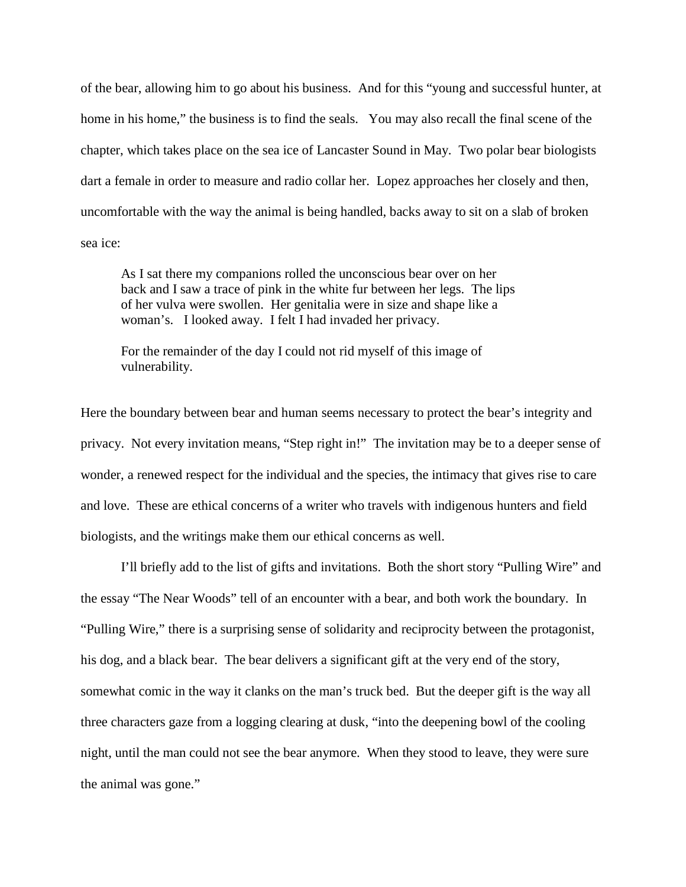of the bear, allowing him to go about his business. And for this "young and successful hunter, at home in his home," the business is to find the seals. You may also recall the final scene of the chapter, which takes place on the sea ice of Lancaster Sound in May. Two polar bear biologists dart a female in order to measure and radio collar her. Lopez approaches her closely and then, uncomfortable with the way the animal is being handled, backs away to sit on a slab of broken sea ice:

> As I sat there my companions rolled the unconscious bear over on her back and I saw a trace of pink in the white fur between her legs. The lips of her vulva were swollen. Her genitalia were in size and shape like a woman's. I looked away. I felt I had invaded her privacy.
>
> For the remainder of the day I could not rid myself of this image of vulnerability.

Here the boundary between bear and human seems necessary to protect the bear's integrity and privacy. Not every invitation means, "Step right in!" The invitation may be to a deeper sense of wonder, a renewed respect for the individual and the species, the intimacy that gives rise to care and love. These are ethical concerns of a writer who travels with indigenous hunters and field biologists, and the writings make them our ethical concerns as well.

I'll briefly add to the list of gifts and invitations. Both the short story "Pulling Wire" and the essay "The Near Woods" tell of an encounter with a bear, and both work the boundary. In "Pulling Wire," there is a surprising sense of solidarity and reciprocity between the protagonist, his dog, and a black bear. The bear delivers a significant gift at the very end of the story, somewhat comic in the way it clanks on the man's truck bed. But the deeper gift is the way all three characters gaze from a logging clearing at dusk, "into the deepening bowl of the cooling night, until the man could not see the bear anymore. When they stood to leave, they were sure the animal was gone."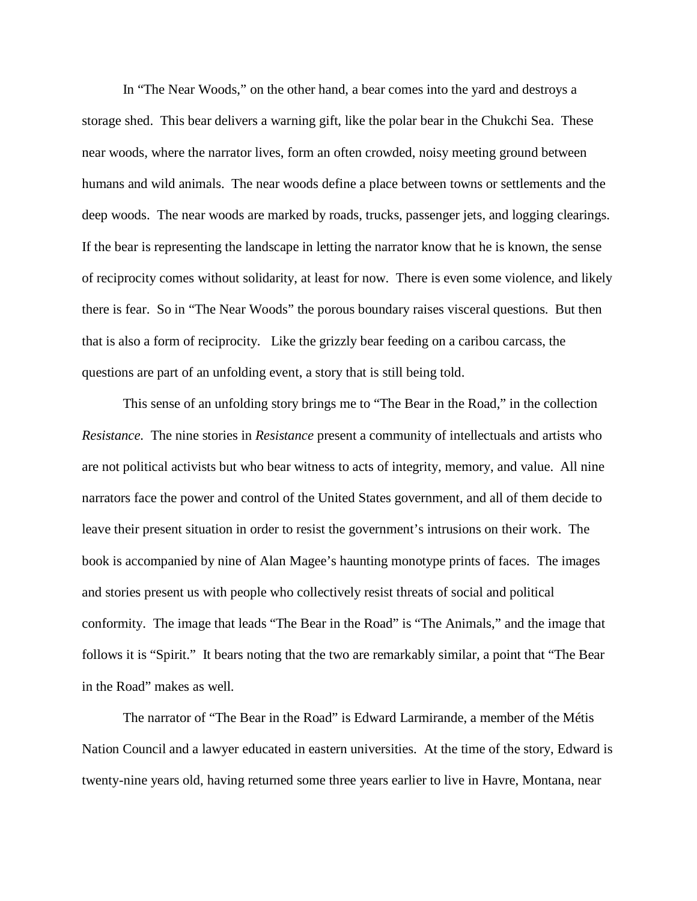In "The Near Woods," on the other hand, a bear comes into the yard and destroys a storage shed. This bear delivers a warning gift, like the polar bear in the Chukchi Sea. These near woods, where the narrator lives, form an often crowded, noisy meeting ground between humans and wild animals. The near woods define a place between towns or settlements and the deep woods. The near woods are marked by roads, trucks, passenger jets, and logging clearings. If the bear is representing the landscape in letting the narrator know that he is known, the sense of reciprocity comes without solidarity, at least for now. There is even some violence, and likely there is fear. So in "The Near Woods" the porous boundary raises visceral questions. But then that is also a form of reciprocity. Like the grizzly bear feeding on a caribou carcass, the questions are part of an unfolding event, a story that is still being told.

This sense of an unfolding story brings me to "The Bear in the Road," in the collection *Resistance*. The nine stories in *Resistance* present a community of intellectuals and artists who are not political activists but who bear witness to acts of integrity, memory, and value. All nine narrators face the power and control of the United States government, and all of them decide to leave their present situation in order to resist the government's intrusions on their work. The book is accompanied by nine of Alan Magee's haunting monotype prints of faces. The images and stories present us with people who collectively resist threats of social and political conformity. The image that leads "The Bear in the Road" is "The Animals," and the image that follows it is "Spirit." It bears noting that the two are remarkably similar, a point that "The Bear in the Road" makes as well.

The narrator of "The Bear in the Road" is Edward Larmirande, a member of the Métis Nation Council and a lawyer educated in eastern universities. At the time of the story, Edward is twenty-nine years old, having returned some three years earlier to live in Havre, Montana, near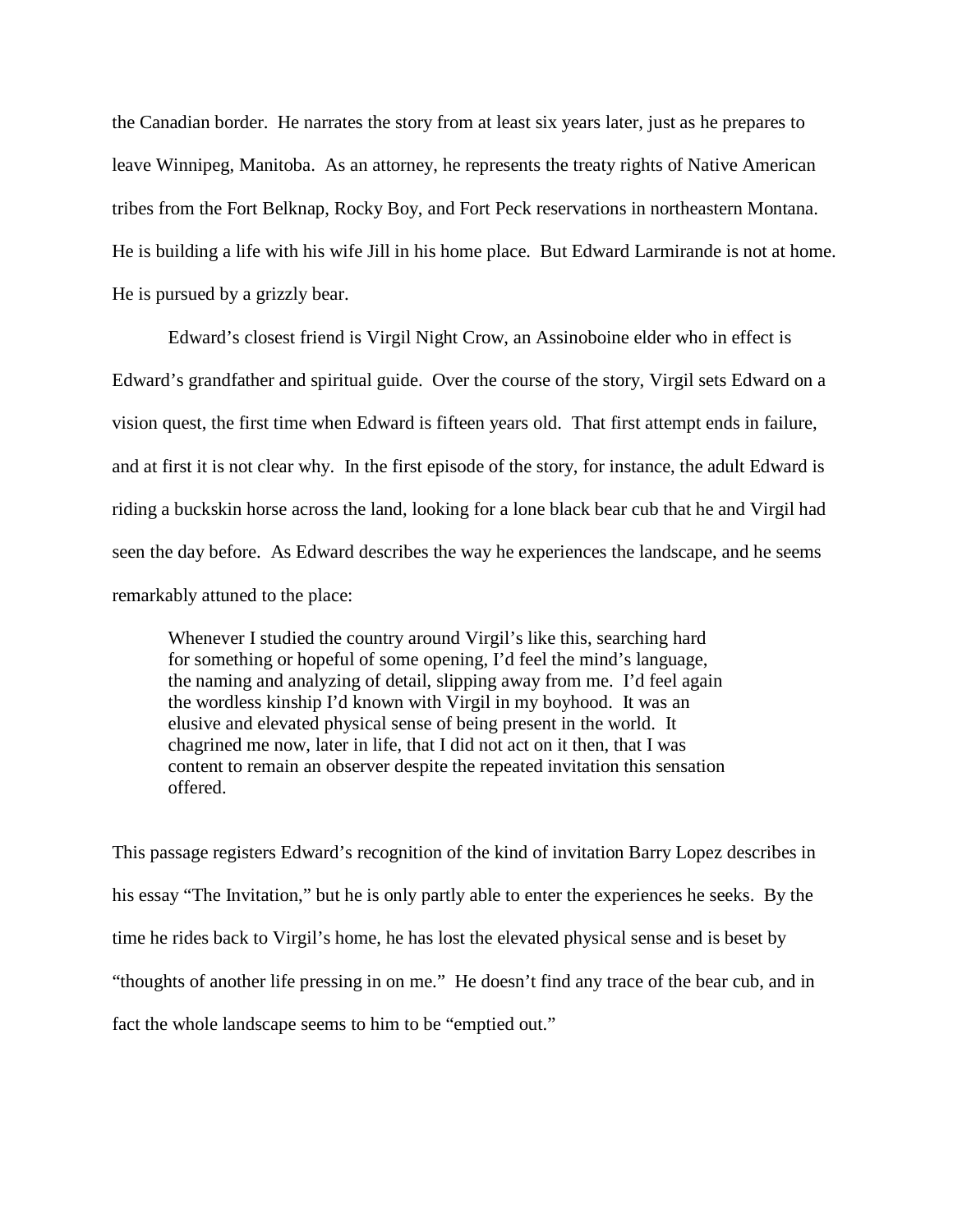the Canadian border. He narrates the story from at least six years later, just as he prepares to leave Winnipeg, Manitoba. As an attorney, he represents the treaty rights of Native American tribes from the Fort Belknap, Rocky Boy, and Fort Peck reservations in northeastern Montana. He is building a life with his wife Jill in his home place. But Edward Larmirande is not at home. He is pursued by a grizzly bear.

Edward's closest friend is Virgil Night Crow, an Assinoboine elder who in effect is Edward's grandfather and spiritual guide. Over the course of the story, Virgil sets Edward on a vision quest, the first time when Edward is fifteen years old. That first attempt ends in failure, and at first it is not clear why. In the first episode of the story, for instance, the adult Edward is riding a buckskin horse across the land, looking for a lone black bear cub that he and Virgil had seen the day before. As Edward describes the way he experiences the landscape, and he seems remarkably attuned to the place:

> Whenever I studied the country around Virgil's like this, searching hard for something or hopeful of some opening, I'd feel the mind's language, the naming and analyzing of detail, slipping away from me. I'd feel again the wordless kinship I'd known with Virgil in my boyhood. It was an elusive and elevated physical sense of being present in the world. It chagrined me now, later in life, that I did not act on it then, that I was content to remain an observer despite the repeated invitation this sensation offered.

This passage registers Edward's recognition of the kind of invitation Barry Lopez describes in his essay "The Invitation," but he is only partly able to enter the experiences he seeks. By the time he rides back to Virgil's home, he has lost the elevated physical sense and is beset by "thoughts of another life pressing in on me." He doesn't find any trace of the bear cub, and in fact the whole landscape seems to him to be "emptied out."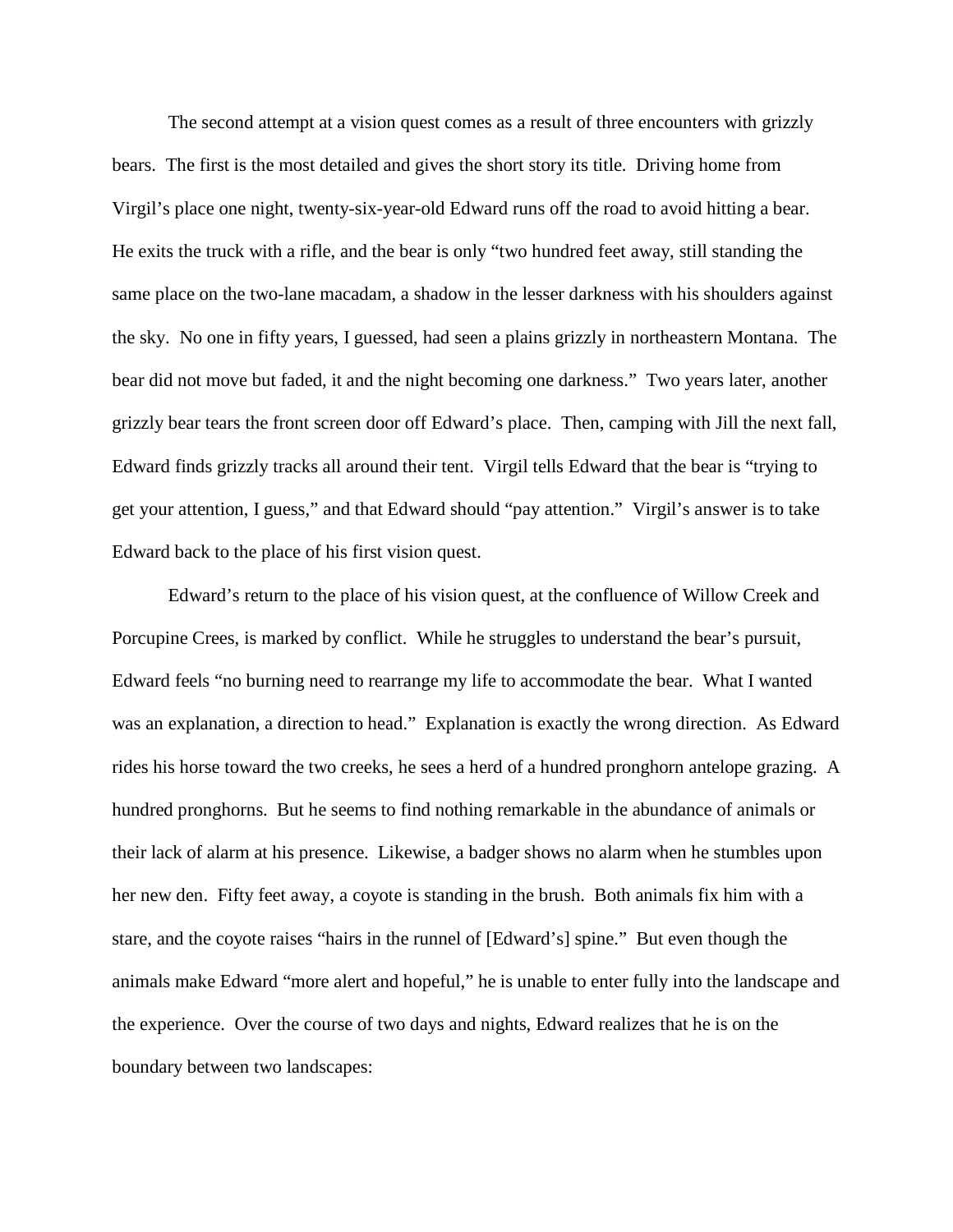The second attempt at a vision quest comes as a result of three encounters with grizzly bears. The first is the most detailed and gives the short story its title. Driving home from Virgil's place one night, twenty-six-year-old Edward runs off the road to avoid hitting a bear. He exits the truck with a rifle, and the bear is only "two hundred feet away, still standing the same place on the two-lane macadam, a shadow in the lesser darkness with his shoulders against the sky. No one in fifty years, I guessed, had seen a plains grizzly in northeastern Montana. The bear did not move but faded, it and the night becoming one darkness." Two years later, another grizzly bear tears the front screen door off Edward's place. Then, camping with Jill the next fall, Edward finds grizzly tracks all around their tent. Virgil tells Edward that the bear is "trying to get your attention, I guess," and that Edward should "pay attention." Virgil's answer is to take Edward back to the place of his first vision quest.

Edward's return to the place of his vision quest, at the confluence of Willow Creek and Porcupine Crees, is marked by conflict. While he struggles to understand the bear's pursuit, Edward feels "no burning need to rearrange my life to accommodate the bear. What I wanted was an explanation, a direction to head." Explanation is exactly the wrong direction. As Edward rides his horse toward the two creeks, he sees a herd of a hundred pronghorn antelope grazing. A hundred pronghorns. But he seems to find nothing remarkable in the abundance of animals or their lack of alarm at his presence. Likewise, a badger shows no alarm when he stumbles upon her new den. Fifty feet away, a coyote is standing in the brush. Both animals fix him with a stare, and the coyote raises "hairs in the runnel of [Edward's] spine." But even though the animals make Edward "more alert and hopeful," he is unable to enter fully into the landscape and the experience. Over the course of two days and nights, Edward realizes that he is on the boundary between two landscapes: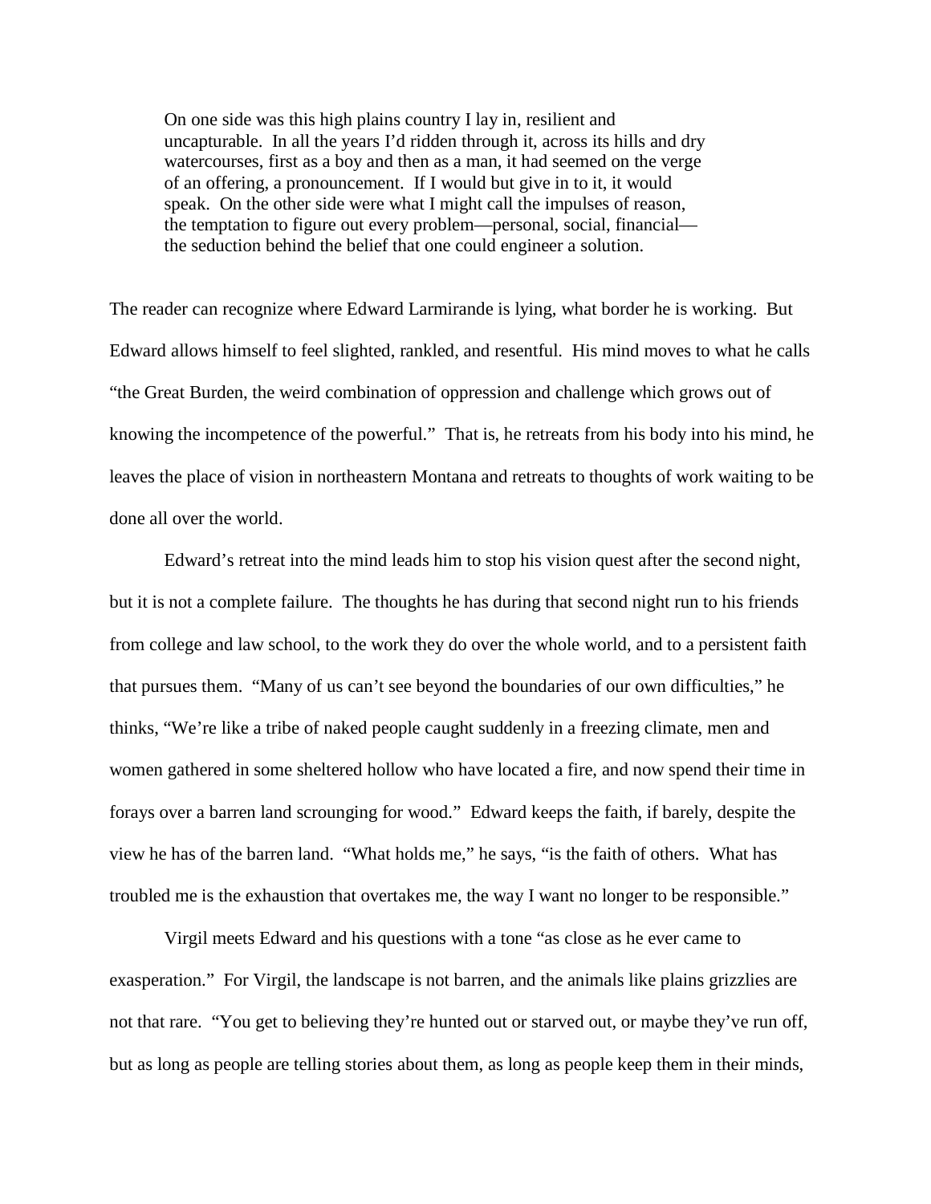> On one side was this high plains country I lay in, resilient and uncapturable. In all the years I'd ridden through it, across its hills and dry watercourses, first as a boy and then as a man, it had seemed on the verge of an offering, a pronouncement. If I would but give in to it, it would speak. On the other side were what I might call the impulses of reason, the temptation to figure out every problem—personal, social, financial—the seduction behind the belief that one could engineer a solution.

The reader can recognize where Edward Larmirande is lying, what border he is working. But Edward allows himself to feel slighted, rankled, and resentful. His mind moves to what he calls "the Great Burden, the weird combination of oppression and challenge which grows out of knowing the incompetence of the powerful." That is, he retreats from his body into his mind, he leaves the place of vision in northeastern Montana and retreats to thoughts of work waiting to be done all over the world.

Edward's retreat into the mind leads him to stop his vision quest after the second night, but it is not a complete failure. The thoughts he has during that second night run to his friends from college and law school, to the work they do over the whole world, and to a persistent faith that pursues them. "Many of us can't see beyond the boundaries of our own difficulties," he thinks, "We're like a tribe of naked people caught suddenly in a freezing climate, men and women gathered in some sheltered hollow who have located a fire, and now spend their time in forays over a barren land scrounging for wood." Edward keeps the faith, if barely, despite the view he has of the barren land. "What holds me," he says, "is the faith of others. What has troubled me is the exhaustion that overtakes me, the way I want no longer to be responsible."

Virgil meets Edward and his questions with a tone "as close as he ever came to exasperation." For Virgil, the landscape is not barren, and the animals like plains grizzlies are not that rare. "You get to believing they're hunted out or starved out, or maybe they've run off, but as long as people are telling stories about them, as long as people keep them in their minds,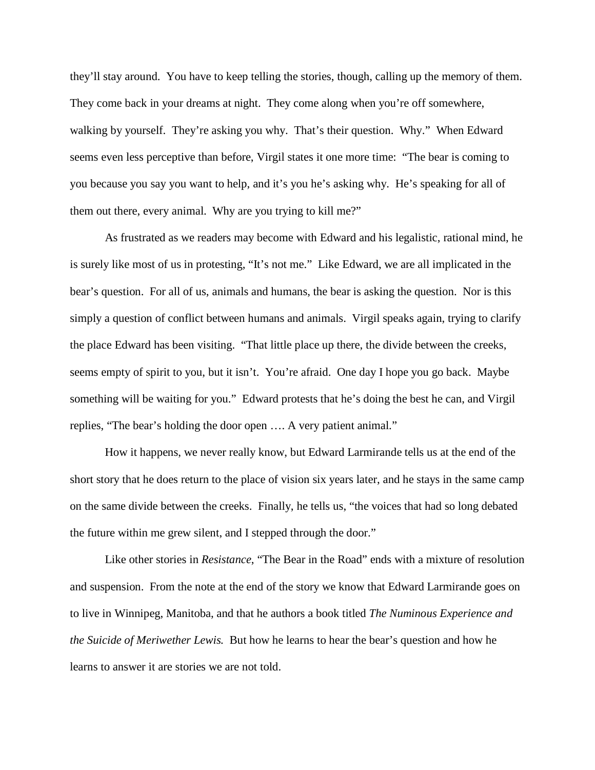they'll stay around. You have to keep telling the stories, though, calling up the memory of them. They come back in your dreams at night. They come along when you're off somewhere, walking by yourself. They're asking you why. That's their question. Why." When Edward seems even less perceptive than before, Virgil states it one more time: "The bear is coming to you because you say you want to help, and it's you he's asking why. He's speaking for all of them out there, every animal. Why are you trying to kill me?"

As frustrated as we readers may become with Edward and his legalistic, rational mind, he is surely like most of us in protesting, "It's not me." Like Edward, we are all implicated in the bear's question. For all of us, animals and humans, the bear is asking the question. Nor is this simply a question of conflict between humans and animals. Virgil speaks again, trying to clarify the place Edward has been visiting. "That little place up there, the divide between the creeks, seems empty of spirit to you, but it isn't. You're afraid. One day I hope you go back. Maybe something will be waiting for you." Edward protests that he's doing the best he can, and Virgil replies, "The bear's holding the door open …. A very patient animal."

How it happens, we never really know, but Edward Larmirande tells us at the end of the short story that he does return to the place of vision six years later, and he stays in the same camp on the same divide between the creeks. Finally, he tells us, "the voices that had so long debated the future within me grew silent, and I stepped through the door."

Like other stories in *Resistance*, "The Bear in the Road" ends with a mixture of resolution and suspension. From the note at the end of the story we know that Edward Larmirande goes on to live in Winnipeg, Manitoba, and that he authors a book titled *The Numinous Experience and the Suicide of Meriwether Lewis.* But how he learns to hear the bear's question and how he learns to answer it are stories we are not told.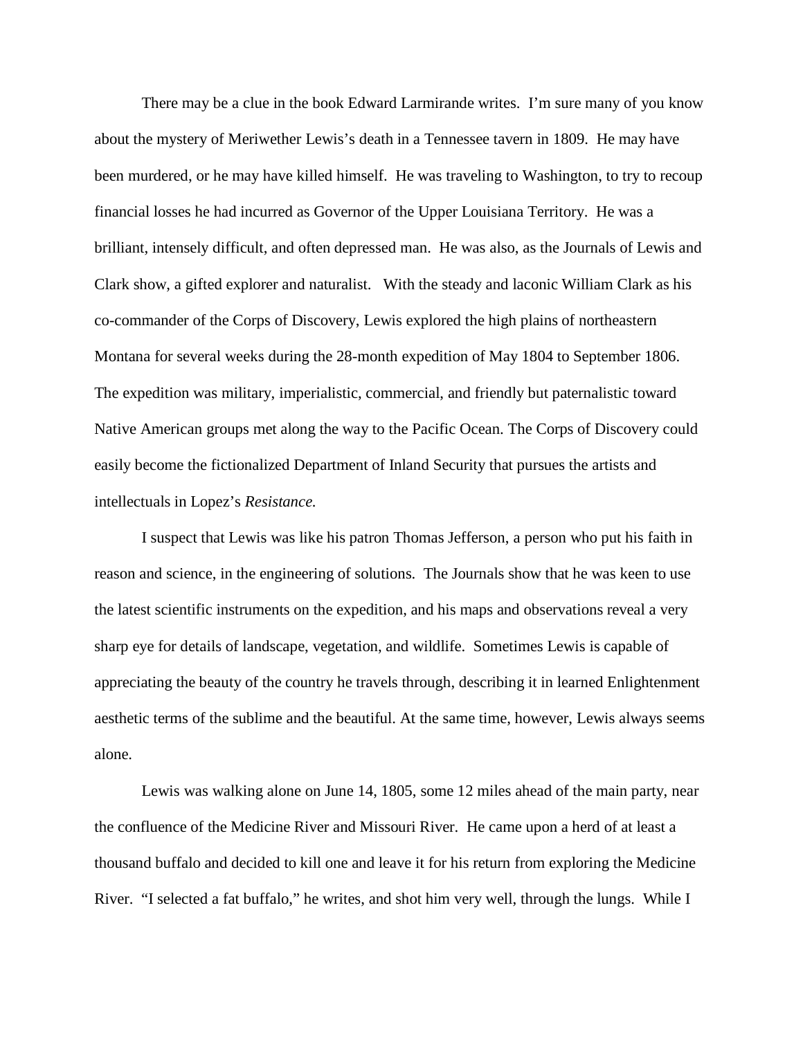There may be a clue in the book Edward Larmirande writes. I'm sure many of you know about the mystery of Meriwether Lewis's death in a Tennessee tavern in 1809. He may have been murdered, or he may have killed himself. He was traveling to Washington, to try to recoup financial losses he had incurred as Governor of the Upper Louisiana Territory. He was a brilliant, intensely difficult, and often depressed man. He was also, as the Journals of Lewis and Clark show, a gifted explorer and naturalist. With the steady and laconic William Clark as his co-commander of the Corps of Discovery, Lewis explored the high plains of northeastern Montana for several weeks during the 28-month expedition of May 1804 to September 1806. The expedition was military, imperialistic, commercial, and friendly but paternalistic toward Native American groups met along the way to the Pacific Ocean. The Corps of Discovery could easily become the fictionalized Department of Inland Security that pursues the artists and intellectuals in Lopez's *Resistance.*

I suspect that Lewis was like his patron Thomas Jefferson, a person who put his faith in reason and science, in the engineering of solutions. The Journals show that he was keen to use the latest scientific instruments on the expedition, and his maps and observations reveal a very sharp eye for details of landscape, vegetation, and wildlife. Sometimes Lewis is capable of appreciating the beauty of the country he travels through, describing it in learned Enlightenment aesthetic terms of the sublime and the beautiful. At the same time, however, Lewis always seems alone.

Lewis was walking alone on June 14, 1805, some 12 miles ahead of the main party, near the confluence of the Medicine River and Missouri River. He came upon a herd of at least a thousand buffalo and decided to kill one and leave it for his return from exploring the Medicine River. "I selected a fat buffalo," he writes, and shot him very well, through the lungs. While I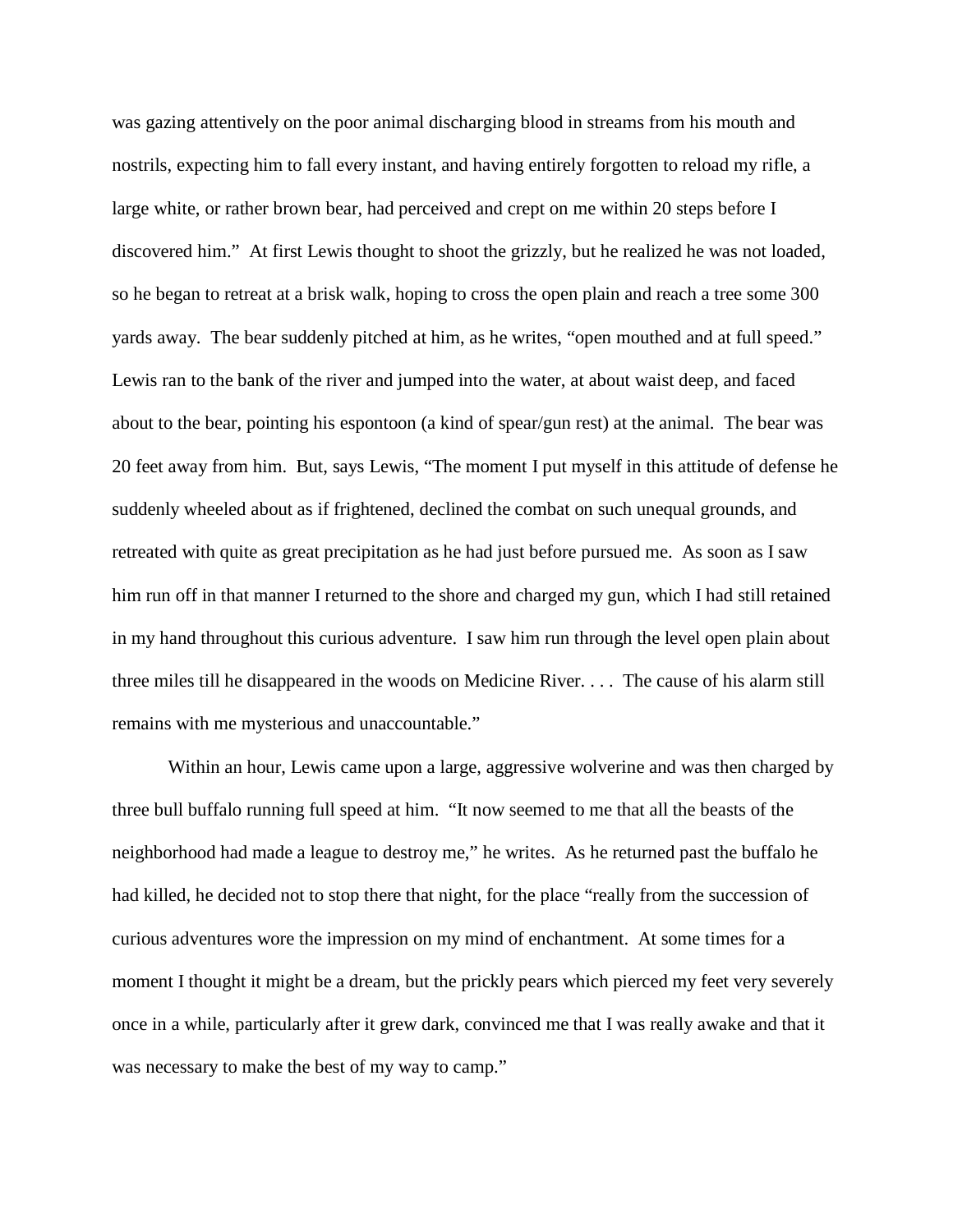was gazing attentively on the poor animal discharging blood in streams from his mouth and nostrils, expecting him to fall every instant, and having entirely forgotten to reload my rifle, a large white, or rather brown bear, had perceived and crept on me within 20 steps before I discovered him." At first Lewis thought to shoot the grizzly, but he realized he was not loaded, so he began to retreat at a brisk walk, hoping to cross the open plain and reach a tree some 300 yards away. The bear suddenly pitched at him, as he writes, "open mouthed and at full speed." Lewis ran to the bank of the river and jumped into the water, at about waist deep, and faced about to the bear, pointing his espontoon (a kind of spear/gun rest) at the animal. The bear was 20 feet away from him. But, says Lewis, "The moment I put myself in this attitude of defense he suddenly wheeled about as if frightened, declined the combat on such unequal grounds, and retreated with quite as great precipitation as he had just before pursued me. As soon as I saw him run off in that manner I returned to the shore and charged my gun, which I had still retained in my hand throughout this curious adventure. I saw him run through the level open plain about three miles till he disappeared in the woods on Medicine River. . . . The cause of his alarm still remains with me mysterious and unaccountable."

Within an hour, Lewis came upon a large, aggressive wolverine and was then charged by three bull buffalo running full speed at him. "It now seemed to me that all the beasts of the neighborhood had made a league to destroy me," he writes. As he returned past the buffalo he had killed, he decided not to stop there that night, for the place "really from the succession of curious adventures wore the impression on my mind of enchantment. At some times for a moment I thought it might be a dream, but the prickly pears which pierced my feet very severely once in a while, particularly after it grew dark, convinced me that I was really awake and that it was necessary to make the best of my way to camp."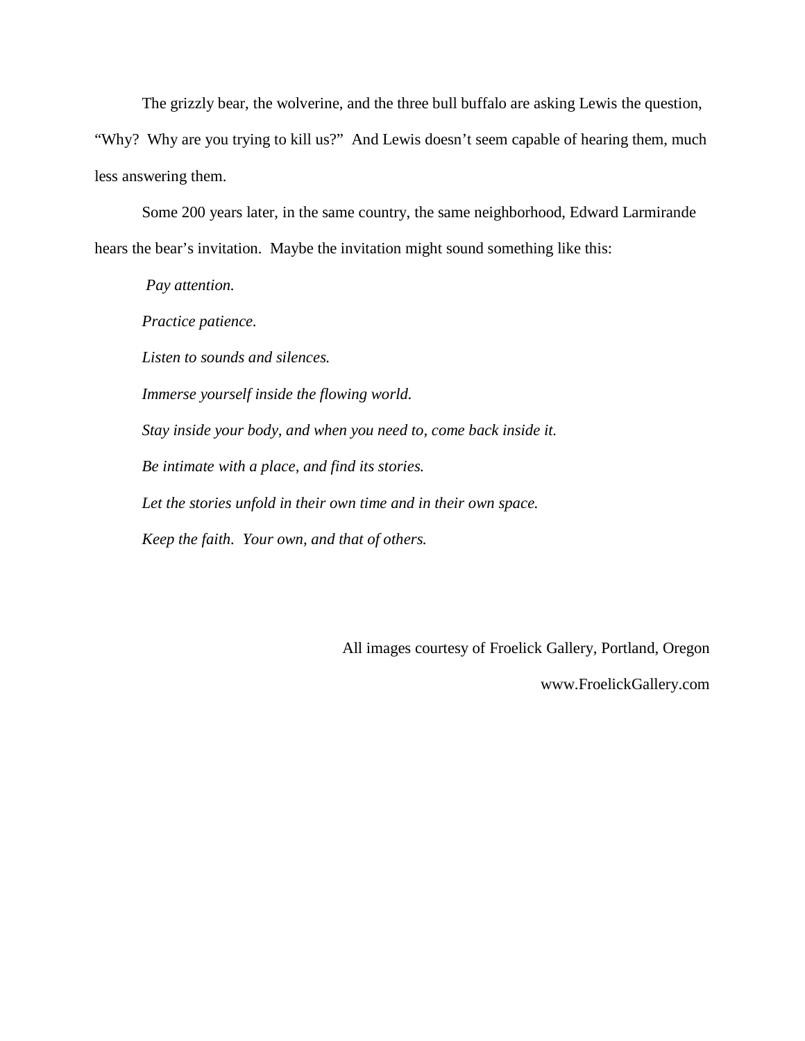The grizzly bear, the wolverine, and the three bull buffalo are asking Lewis the question, "Why? Why are you trying to kill us?" And Lewis doesn't seem capable of hearing them, much less answering them.

Some 200 years later, in the same country, the same neighborhood, Edward Larmirande hears the bear's invitation. Maybe the invitation might sound something like this:

*Pay attention.*

*Practice patience.*

*Listen to sounds and silences.*

*Immerse yourself inside the flowing world.*

*Stay inside your body, and when you need to, come back inside it.*

*Be intimate with a place, and find its stories.*

*Let the stories unfold in their own time and in their own space.*

*Keep the faith. Your own, and that of others.*

All images courtesy of Froelick Gallery, Portland, Oregon

www.FroelickGallery.com